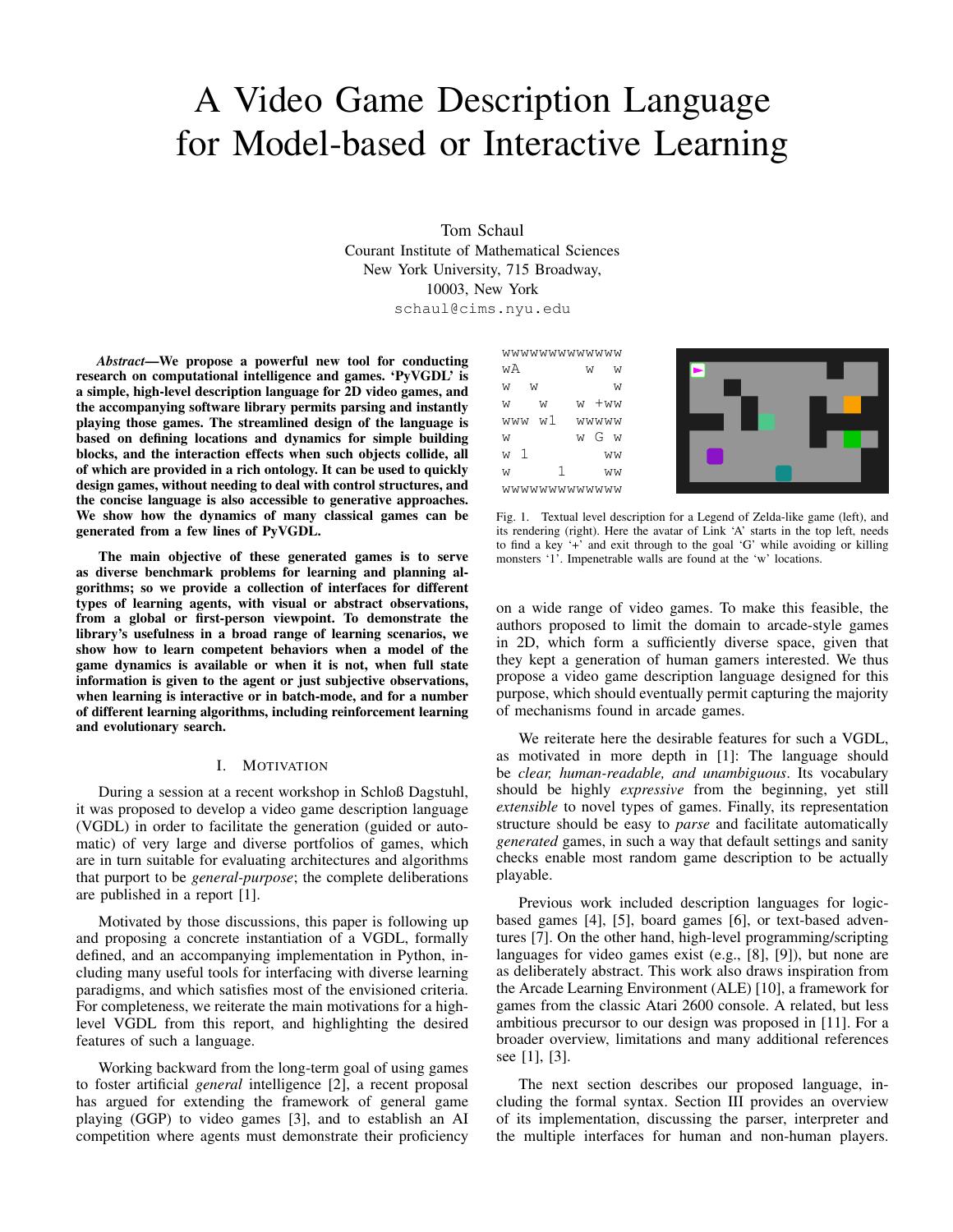# A Video Game Description Language for Model-based or Interactive Learning

Tom Schaul
Courant Institute of Mathematical Sciences
New York University, 715 Broadway,
10003, New York
schaul@cims.nyu.edu

***Abstract*—We propose a powerful new tool for conducting research on computational intelligence and games. 'PyVGDL' is a simple, high-level description language for 2D video games, and the accompanying software library permits parsing and instantly playing those games. The streamlined design of the language is based on defining locations and dynamics for simple building blocks, and the interaction effects when such objects collide, all of which are provided in a rich ontology. It can be used to quickly design games, without needing to deal with control structures, and the concise language is also accessible to generative approaches. We show how the dynamics of many classical games can be generated from a few lines of PyVGDL.**

**The main objective of these generated games is to serve as diverse benchmark problems for learning and planning algorithms; so we provide a collection of interfaces for different types of learning agents, with visual or abstract observations, from a global or first-person viewpoint. To demonstrate the library's usefulness in a broad range of learning scenarios, we show how to learn competent behaviors when a model of the game dynamics is available or when it is not, when full state information is given to the agent or just subjective observations, when learning is interactive or in batch-mode, and for a number of different learning algorithms, including reinforcement learning and evolutionary search.**

## I. Motivation

During a session at a recent workshop in Schloß Dagstuhl, it was proposed to develop a video game description language (VGDL) in order to facilitate the generation (guided or automatic) of very large and diverse portfolios of games, which are in turn suitable for evaluating architectures and algorithms that purport to be *general-purpose*; the complete deliberations are published in a report [1].

Motivated by those discussions, this paper is following up and proposing a concrete instantiation of a VGDL, formally defined, and an accompanying implementation in Python, including many useful tools for interfacing with diverse learning paradigms, and which satisfies most of the envisioned criteria. For completeness, we reiterate the main motivations for a high-level VGDL from this report, and highlighting the desired features of such a language.

Working backward from the long-term goal of using games to foster artificial *general* intelligence [2], a recent proposal has argued for extending the framework of general game playing (GGP) to video games [3], and to establish an AI competition where agents must demonstrate their proficiency on a wide range of video games. To make this feasible, the authors proposed to limit the domain to arcade-style games in 2D, which form a sufficiently diverse space, given that they kept a generation of human gamers interested. We thus propose a video game description language designed for this purpose, which should eventually permit capturing the majority of mechanisms found in arcade games.

```
wwwwwwwwwwwwww
wA        w  w
w  w         w
w   w    w +ww
www  w1   wwwww
w        w G w
w 1         ww
w      1    ww
wwwwwwwwwwwwww
```

Fig. 1. Textual level description for a Legend of Zelda-like game (left), and its rendering (right). Here the avatar of Link 'A' starts in the top left, needs to find a key '+' and exit through to the goal 'G' while avoiding or killing monsters '1'. Impenetrable walls are found at the 'w' locations.

We reiterate here the desirable features for such a VGDL, as motivated in more depth in [1]: The language should be *clear, human-readable, and unambiguous*. Its vocabulary should be highly *expressive* from the beginning, yet still *extensible* to novel types of games. Finally, its representation structure should be easy to *parse* and facilitate automatically *generated* games, in such a way that default settings and sanity checks enable most random game description to be actually playable.

Previous work included description languages for logic-based games [4], [5], board games [6], or text-based adventures [7]. On the other hand, high-level programming/scripting languages for video games exist (e.g., [8], [9]), but none are as deliberately abstract. This work also draws inspiration from the Arcade Learning Environment (ALE) [10], a framework for games from the classic Atari 2600 console. A related, but less ambitious precursor to our design was proposed in [11]. For a broader overview, limitations and many additional references see [1], [3].

The next section describes our proposed language, including the formal syntax. Section III provides an overview of its implementation, discussing the parser, interpreter and the multiple interfaces for human and non-human players.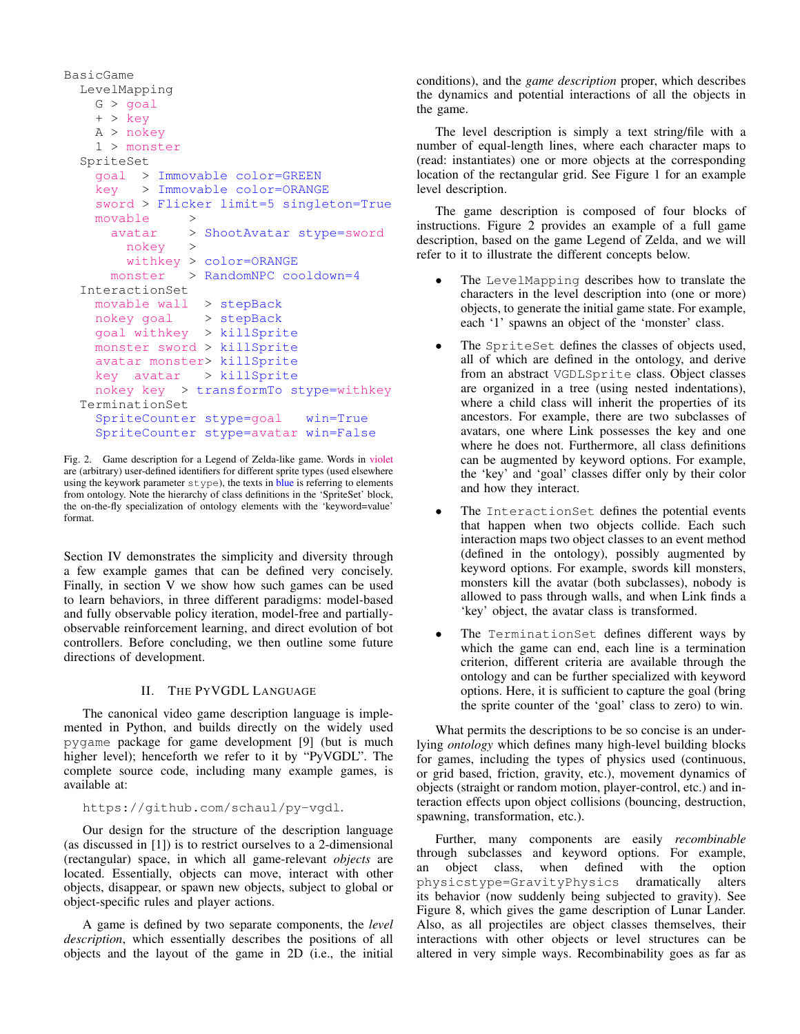```
BasicGame
  LevelMapping
    G > goal
    + > key
    A > nokey
    1 > monster
  SpriteSet
    goal  > Immovable color=GREEN
    key   > Immovable color=ORANGE
    sword > Flicker limit=5 singleton=True
    movable     >
      avatar    > ShootAvatar stype=sword
        nokey   >
        withkey > color=ORANGE
      monster   > RandomNPC cooldown=4
  InteractionSet
    movable wall   > stepBack
    nokey goal     > stepBack
    goal withkey   > killSprite
    monster sword  > killSprite
    avatar monster > killSprite
    key  avatar    > killSprite
    nokey key   > transformTo stype=withkey
  TerminationSet
    SpriteCounter stype=goal   win=True
    SpriteCounter stype=avatar win=False
```

Fig. 2. Game description for a Legend of Zelda-like game. Words in violet are (arbitrary) user-defined identifiers for different sprite types (used elsewhere using the keywork parameter `stype`), the texts in blue is referring to elements from ontology. Note the hierarchy of class definitions in the 'SpriteSet' block, the on-the-fly specialization of ontology elements with the 'keyword=value' format.

Section IV demonstrates the simplicity and diversity through a few example games that can be defined very concisely. Finally, in section V we show how such games can be used to learn behaviors, in three different paradigms: model-based and fully observable policy iteration, model-free and partially-observable reinforcement learning, and direct evolution of bot controllers. Before concluding, we then outline some future directions of development.

## II. The PyVGDL Language

The canonical video game description language is implemented in Python, and builds directly on the widely used `pygame` package for game development [9] (but is much higher level); henceforth we refer to it by "PyVGDL". The complete source code, including many example games, is available at:

`https://github.com/schaul/py-vgdl.`

Our design for the structure of the description language (as discussed in [1]) is to restrict ourselves to a 2-dimensional (rectangular) space, in which all game-relevant *objects* are located. Essentially, objects can move, interact with other objects, disappear, or spawn new objects, subject to global or object-specific rules and player actions.

A game is defined by two separate components, the *level description*, which essentially describes the positions of all objects and the layout of the game in 2D (i.e., the initial conditions), and the *game description* proper, which describes the dynamics and potential interactions of all the objects in the game.

The level description is simply a text string/file with a number of equal-length lines, where each character maps to (read: instantiates) one or more objects at the corresponding location of the rectangular grid. See Figure 1 for an example level description.

The game description is composed of four blocks of instructions. Figure 2 provides an example of a full game description, based on the game Legend of Zelda, and we will refer to it to illustrate the different concepts below.

- The `LevelMapping` describes how to translate the characters in the level description into (one or more) objects, to generate the initial game state. For example, each '1' spawns an object of the 'monster' class.
- The `SpriteSet` defines the classes of objects used, all of which are defined in the ontology, and derive from an abstract `VGDLSprite` class. Object classes are organized in a tree (using nested indentations), where a child class will inherit the properties of its ancestors. For example, there are two subclasses of avatars, one where Link possesses the key and one where he does not. Furthermore, all class definitions can be augmented by keyword options. For example, the 'key' and 'goal' classes differ only by their color and how they interact.
- The `InteractionSet` defines the potential events that happen when two objects collide. Each such interaction maps two object classes to an event method (defined in the ontology), possibly augmented by keyword options. For example, swords kill monsters, monsters kill the avatar (both subclasses), nobody is allowed to pass through walls, and when Link finds a 'key' object, the avatar class is transformed.
- The `TerminationSet` defines different ways by which the game can end, each line is a termination criterion, different criteria are available through the ontology and can be further specialized with keyword options. Here, it is sufficient to capture the goal (bring the sprite counter of the 'goal' class to zero) to win.

What permits the descriptions to be so concise is an underlying *ontology* which defines many high-level building blocks for games, including the types of physics used (continuous, or grid based, friction, gravity, etc.), movement dynamics of objects (straight or random motion, player-control, etc.) and interaction effects upon object collisions (bouncing, destruction, spawning, transformation, etc.).

Further, many components are easily *recombinable* through subclasses and keyword options. For example, an object class, when defined with the option `physicstype=GravityPhysics` dramatically alters its behavior (now suddenly being subjected to gravity). See Figure 8, which gives the game description of Lunar Lander. Also, as all projectiles are object classes themselves, their interactions with other objects or level structures can be altered in very simple ways. Recombinability goes as far as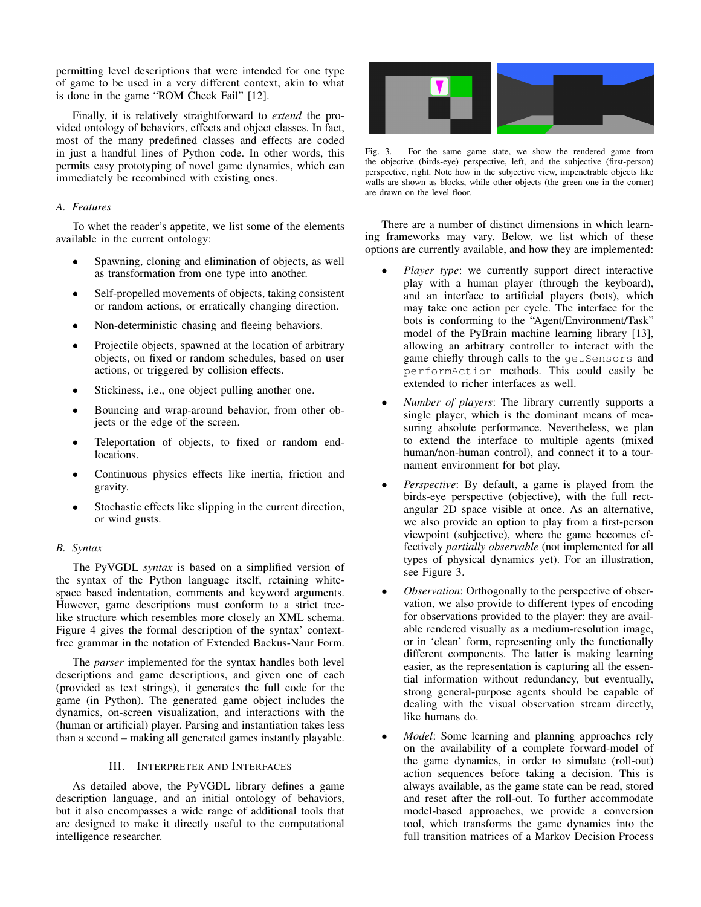permitting level descriptions that were intended for one type of game to be used in a very different context, akin to what is done in the game "ROM Check Fail" [12].

Finally, it is relatively straightforward to *extend* the provided ontology of behaviors, effects and object classes. In fact, most of the many predefined classes and effects are coded in just a handful lines of Python code. In other words, this permits easy prototyping of novel game dynamics, which can immediately be recombined with existing ones.

### A. Features

To whet the reader's appetite, we list some of the elements available in the current ontology:

- Spawning, cloning and elimination of objects, as well as transformation from one type into another.
- Self-propelled movements of objects, taking consistent or random actions, or erratically changing direction.
- Non-deterministic chasing and fleeing behaviors.
- Projectile objects, spawned at the location of arbitrary objects, on fixed or random schedules, based on user actions, or triggered by collision effects.
- Stickiness, i.e., one object pulling another one.
- Bouncing and wrap-around behavior, from other objects or the edge of the screen.
- Teleportation of objects, to fixed or random end-locations.
- Continuous physics effects like inertia, friction and gravity.
- Stochastic effects like slipping in the current direction, or wind gusts.

### B. Syntax

The PyVGDL *syntax* is based on a simplified version of the syntax of the Python language itself, retaining white-space based indentation, comments and keyword arguments. However, game descriptions must conform to a strict tree-like structure which resembles more closely an XML schema. Figure 4 gives the formal description of the syntax' context-free grammar in the notation of Extended Backus-Naur Form.

The *parser* implemented for the syntax handles both level descriptions and game descriptions, and given one of each (provided as text strings), it generates the full code for the game (in Python). The generated game object includes the dynamics, on-screen visualization, and interactions with the (human or artificial) player. Parsing and instantiation takes less than a second – making all generated games instantly playable.

## III. Interpreter and Interfaces

As detailed above, the PyVGDL library defines a game description language, and an initial ontology of behaviors, but it also encompasses a wide range of additional tools that are designed to make it directly useful to the computational intelligence researcher.

Fig. 3. For the same game state, we show the rendered game from the objective (birds-eye) perspective, left, and the subjective (first-person) perspective, right. Note how in the subjective view, impenetrable objects like walls are shown as blocks, while other objects (the green one in the corner) are drawn on the level floor.

There are a number of distinct dimensions in which learning frameworks may vary. Below, we list which of these options are currently available, and how they are implemented:

- *Player type*: we currently support direct interactive play with a human player (through the keyboard), and an interface to artificial players (bots), which may take one action per cycle. The interface for the bots is conforming to the "Agent/Environment/Task" model of the PyBrain machine learning library [13], allowing an arbitrary controller to interact with the game chiefly through calls to the `getSensors` and `performAction` methods. This could easily be extended to richer interfaces as well.
- *Number of players*: The library currently supports a single player, which is the dominant means of measuring absolute performance. Nevertheless, we plan to extend the interface to multiple agents (mixed human/non-human control), and connect it to a tournament environment for bot play.
- *Perspective*: By default, a game is played from the birds-eye perspective (objective), with the full rectangular 2D space visible at once. As an alternative, we also provide an option to play from a first-person viewpoint (subjective), where the game becomes effectively *partially observable* (not implemented for all types of physical dynamics yet). For an illustration, see Figure 3.
- *Observation*: Orthogonally to the perspective of observation, we also provide to different types of encoding for observations provided to the player: they are available rendered visually as a medium-resolution image, or in 'clean' form, representing only the functionally different components. The latter is making learning easier, as the representation is capturing all the essential information without redundancy, but eventually, strong general-purpose agents should be capable of dealing with the visual observation stream directly, like humans do.
- *Model*: Some learning and planning approaches rely on the availability of a complete forward-model of the game dynamics, in order to simulate (roll-out) action sequences before taking a decision. This is always available, as the game state can be read, stored and reset after the roll-out. To further accommodate model-based approaches, we provide a conversion tool, which transforms the game dynamics into the full transition matrices of a Markov Decision Process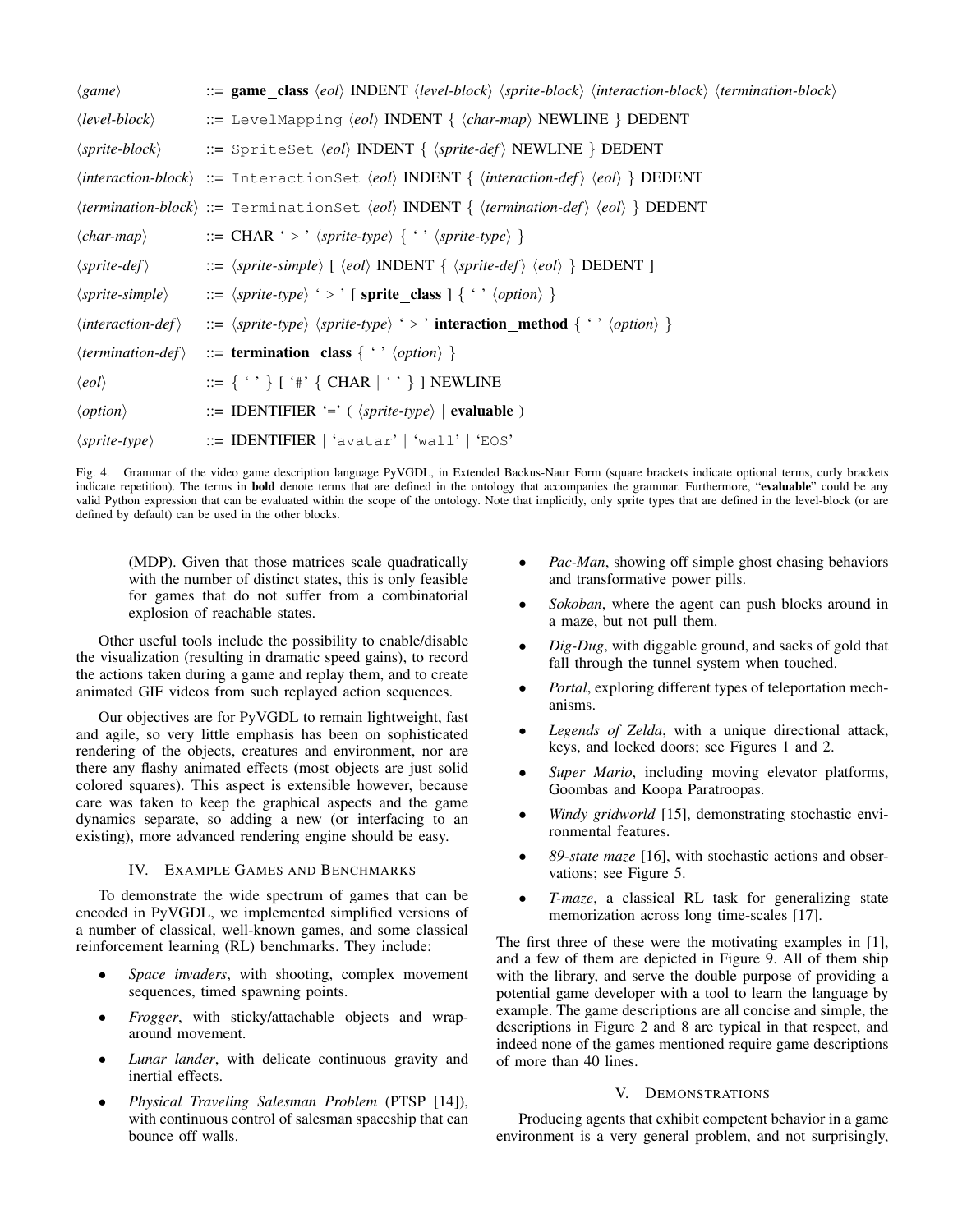```
⟨game⟩               ::= game_class ⟨eol⟩ INDENT ⟨level-block⟩ ⟨sprite-block⟩ ⟨interaction-block⟩ ⟨termination-block⟩
⟨level-block⟩        ::= LevelMapping ⟨eol⟩ INDENT { ⟨char-map⟩ NEWLINE } DEDENT
⟨sprite-block⟩       ::= SpriteSet ⟨eol⟩ INDENT { ⟨sprite-def⟩ NEWLINE } DEDENT
⟨interaction-block⟩  ::= InteractionSet ⟨eol⟩ INDENT { ⟨interaction-def⟩ ⟨eol⟩ } DEDENT
⟨termination-block⟩  ::= TerminationSet ⟨eol⟩ INDENT { ⟨termination-def⟩ ⟨eol⟩ } DEDENT
⟨char-map⟩           ::= CHAR ' > ' ⟨sprite-type⟩ { ' ' ⟨sprite-type⟩ }
⟨sprite-def⟩         ::= ⟨sprite-simple⟩ [ ⟨eol⟩ INDENT { ⟨sprite-def⟩ ⟨eol⟩ } DEDENT ]
⟨sprite-simple⟩      ::= ⟨sprite-type⟩ ' > ' [ sprite_class ] { ' ' ⟨option⟩ }
⟨interaction-def⟩    ::= ⟨sprite-type⟩ ⟨sprite-type⟩ ' > ' interaction_method { ' ' ⟨option⟩ }
⟨termination-def⟩    ::= termination_class { ' ' ⟨option⟩ }
⟨eol⟩                ::= { ' ' } [ '#' { CHAR | ' ' } ] NEWLINE
⟨option⟩             ::= IDENTIFIER '=' ( ⟨sprite-type⟩ | evaluable )
⟨sprite-type⟩        ::= IDENTIFIER | 'avatar' | 'wall' | 'EOS'
```

Fig. 4. Grammar of the video game description language PyVGDL, in Extended Backus-Naur Form (square brackets indicate optional terms, curly brackets indicate repetition). The terms in **bold** denote terms that are defined in the ontology that accompanies the grammar. Furthermore, "**evaluable**" could be any valid Python expression that can be evaluated within the scope of the ontology. Note that implicitly, only sprite types that are defined in the level-block (or are defined by default) can be used in the other blocks.

(MDP). Given that those matrices scale quadratically with the number of distinct states, this is only feasible for games that do not suffer from a combinatorial explosion of reachable states.

Other useful tools include the possibility to enable/disable the visualization (resulting in dramatic speed gains), to record the actions taken during a game and replay them, and to create animated GIF videos from such replayed action sequences.

Our objectives are for PyVGDL to remain lightweight, fast and agile, so very little emphasis has been on sophisticated rendering of the objects, creatures and environment, nor are there any flashy animated effects (most objects are just solid colored squares). This aspect is extensible however, because care was taken to keep the graphical aspects and the game dynamics separate, so adding a new (or interfacing to an existing), more advanced rendering engine should be easy.

## IV. Example Games and Benchmarks

To demonstrate the wide spectrum of games that can be encoded in PyVGDL, we implemented simplified versions of a number of classical, well-known games, and some classical reinforcement learning (RL) benchmarks. They include:

- *Space invaders*, with shooting, complex movement sequences, timed spawning points.
- *Frogger*, with sticky/attachable objects and wrap-around movement.
- *Lunar lander*, with delicate continuous gravity and inertial effects.
- *Physical Traveling Salesman Problem* (PTSP [14]), with continuous control of salesman spaceship that can bounce off walls.
- *Pac-Man*, showing off simple ghost chasing behaviors and transformative power pills.
- *Sokoban*, where the agent can push blocks around in a maze, but not pull them.
- *Dig-Dug*, with diggable ground, and sacks of gold that fall through the tunnel system when touched.
- *Portal*, exploring different types of teleportation mechanisms.
- *Legends of Zelda*, with a unique directional attack, keys, and locked doors; see Figures 1 and 2.
- *Super Mario*, including moving elevator platforms, Goombas and Koopa Paratroopas.
- *Windy gridworld* [15], demonstrating stochastic environmental features.
- *89-state maze* [16], with stochastic actions and observations; see Figure 5.
- *T-maze*, a classical RL task for generalizing state memorization across long time-scales [17].

The first three of these were the motivating examples in [1], and a few of them are depicted in Figure 9. All of them ship with the library, and serve the double purpose of providing a potential game developer with a tool to learn the language by example. The game descriptions are all concise and simple, the descriptions in Figure 2 and 8 are typical in that respect, and indeed none of the games mentioned require game descriptions of more than 40 lines.

## V. Demonstrations

Producing agents that exhibit competent behavior in a game environment is a very general problem, and not surprisingly,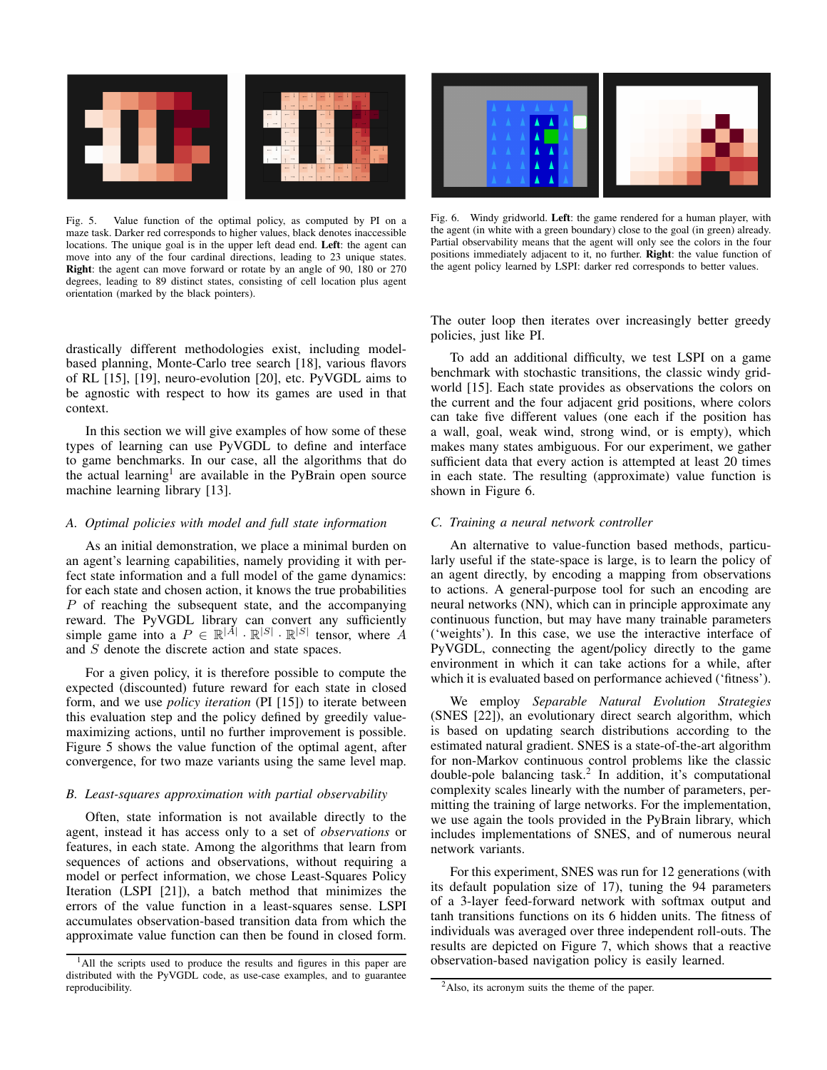Fig. 5. Value function of the optimal policy, as computed by PI on a maze task. Darker red corresponds to higher values, black denotes inaccessible locations. The unique goal is in the upper left dead end. **Left**: the agent can move into any of the four cardinal directions, leading to 23 unique states. **Right**: the agent can move forward or rotate by an angle of 90, 180 or 270 degrees, leading to 89 distinct states, consisting of cell location plus agent orientation (marked by the black pointers).

Fig. 6. Windy gridworld. **Left**: the game rendered for a human player, with the agent (in white with a green boundary) close to the goal (in green) already. Partial observability means that the agent will only see the colors in the four positions immediately adjacent to it, no further. **Right**: the value function of the agent policy learned by LSPI: darker red corresponds to better values.

drastically different methodologies exist, including model-based planning, Monte-Carlo tree search [18], various flavors of RL [15], [19], neuro-evolution [20], etc. PyVGDL aims to be agnostic with respect to how its games are used in that context.

In this section we will give examples of how some of these types of learning can use PyVGDL to define and interface to game benchmarks. In our case, all the algorithms that do the actual learning[1] are available in the PyBrain open source machine learning library [13].

### A. Optimal policies with model and full state information

As an initial demonstration, we place a minimal burden on an agent's learning capabilities, namely providing it with perfect state information and a full model of the game dynamics: for each state and chosen action, it knows the true probabilities $P$ of reaching the subsequent state, and the accompanying reward. The PyVGDL library can convert any sufficiently simple game into a $P \in \mathbb{R}^{|A|} \cdot \mathbb{R}^{|S|} \cdot \mathbb{R}^{|S|}$ tensor, where $A$ and $S$ denote the discrete action and state spaces.

For a given policy, it is therefore possible to compute the expected (discounted) future reward for each state in closed form, and we use *policy iteration* (PI [15]) to iterate between this evaluation step and the policy defined by greedily value-maximizing actions, until no further improvement is possible. Figure 5 shows the value function of the optimal agent, after convergence, for two maze variants using the same level map.

### B. Least-squares approximation with partial observability

Often, state information is not available directly to the agent, instead it has access only to a set of *observations* or features, in each state. Among the algorithms that learn from sequences of actions and observations, without requiring a model or perfect information, we chose Least-Squares Policy Iteration (LSPI [21]), a batch method that minimizes the errors of the value function in a least-squares sense. LSPI accumulates observation-based transition data from which the approximate value function can then be found in closed form. The outer loop then iterates over increasingly better greedy policies, just like PI.

To add an additional difficulty, we test LSPI on a game benchmark with stochastic transitions, the classic windy gridworld [15]. Each state provides as observations the colors on the current and the four adjacent grid positions, where colors can take five different values (one each if the position has a wall, goal, weak wind, strong wind, or is empty), which makes many states ambiguous. For our experiment, we gather sufficient data that every action is attempted at least 20 times in each state. The resulting (approximate) value function is shown in Figure 6.

### C. Training a neural network controller

An alternative to value-function based methods, particularly useful if the state-space is large, is to learn the policy of an agent directly, by encoding a mapping from observations to actions. A general-purpose tool for such an encoding are neural networks (NN), which can in principle approximate any continuous function, but may have many trainable parameters ('weights'). In this case, we use the interactive interface of PyVGDL, connecting the agent/policy directly to the game environment in which it can take actions for a while, after which it is evaluated based on performance achieved ('fitness').

We employ *Separable Natural Evolution Strategies* (SNES [22]), an evolutionary direct search algorithm, which is based on updating search distributions according to the estimated natural gradient. SNES is a state-of-the-art algorithm for non-Markov continuous control problems like the classic double-pole balancing task.[2] In addition, it's computational complexity scales linearly with the number of parameters, permitting the training of large networks. For the implementation, we use again the tools provided in the PyBrain library, which includes implementations of SNES, and of numerous neural network variants.

For this experiment, SNES was run for 12 generations (with its default population size of 17), tuning the 94 parameters of a 3-layer feed-forward network with softmax output and tanh transitions functions on its 6 hidden units. The fitness of individuals was averaged over three independent roll-outs. The results are depicted on Figure 7, which shows that a reactive observation-based navigation policy is easily learned.

[1] All the scripts used to produce the results and figures in this paper are distributed with the PyVGDL code, as use-case examples, and to guarantee reproducibility.

[2] Also, its acronym suits the theme of the paper.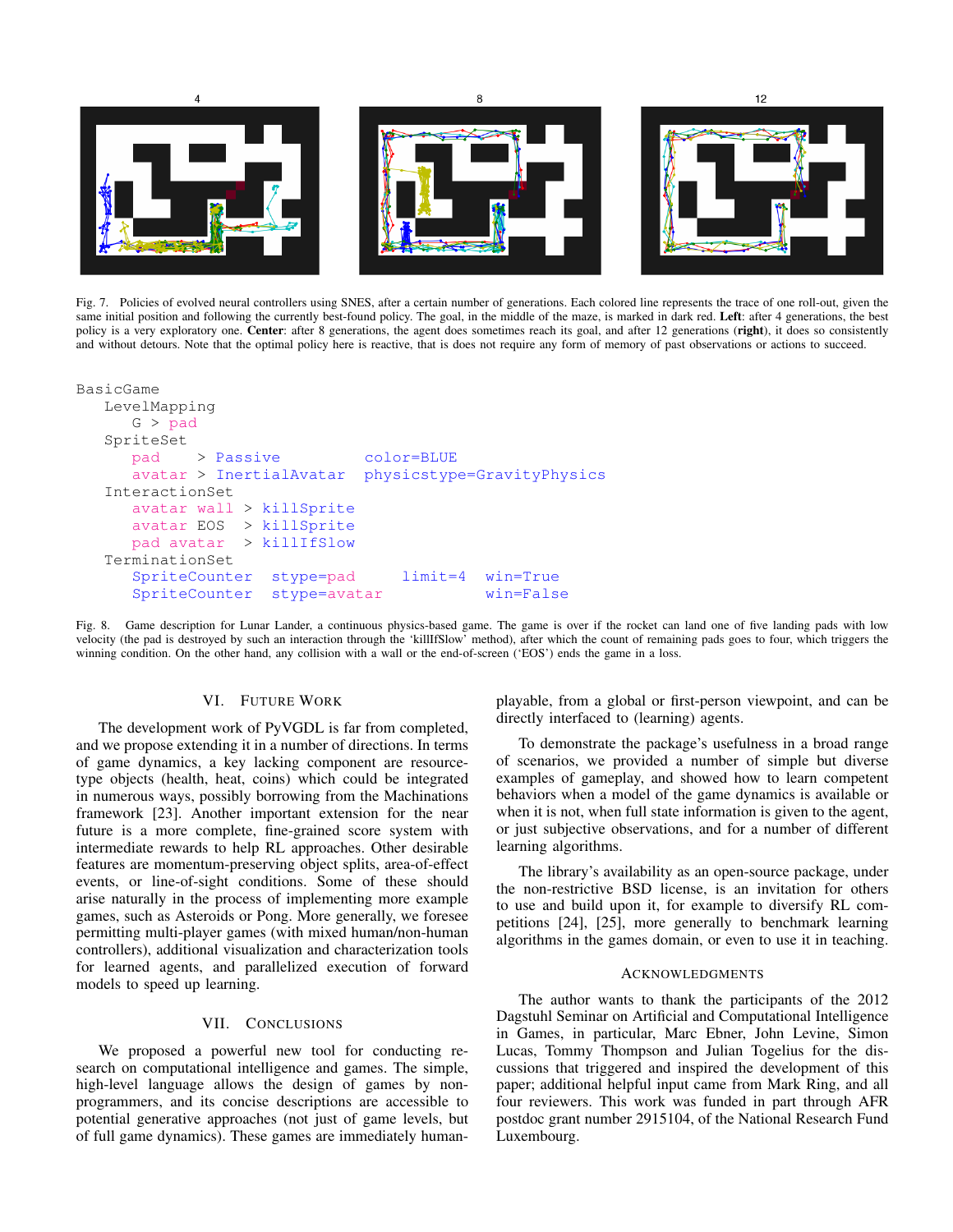Fig. 7. Policies of evolved neural controllers using SNES, after a certain number of generations. Each colored line represents the trace of one roll-out, given the same initial position and following the currently best-found policy. The goal, in the middle of the maze, is marked in dark red. **Left**: after 4 generations, the best policy is a very exploratory one. **Center**: after 8 generations, the agent does sometimes reach its goal, and after 12 generations (**right**), it does so consistently and without detours. Note that the optimal policy here is reactive, that is does not require any form of memory of past observations or actions to succeed.

```
BasicGame
    LevelMapping
        G > pad
    SpriteSet
        pad    > Passive          color=BLUE
        avatar > InertialAvatar   physicstype=GravityPhysics
    InteractionSet
        avatar wall  > killSprite
        avatar EOS   > killSprite
        pad avatar   > killIfSlow
    TerminationSet
        SpriteCounter  stype=pad     limit=4  win=True
        SpriteCounter  stype=avatar           win=False
```

Fig. 8. Game description for Lunar Lander, a continuous physics-based game. The game is over if the rocket can land one of five landing pads with low velocity (the pad is destroyed by such an interaction through the 'killIfSlow' method), after which the count of remaining pads goes to four, which triggers the winning condition. On the other hand, any collision with a wall or the end-of-screen ('EOS') ends the game in a loss.

## VI. Future Work

The development work of PyVGDL is far from completed, and we propose extending it in a number of directions. In terms of game dynamics, a key lacking component are resource-type objects (health, heat, coins) which could be integrated in numerous ways, possibly borrowing from the Machinations framework [23]. Another important extension for the near future is a more complete, fine-grained score system with intermediate rewards to help RL approaches. Other desirable features are momentum-preserving object splits, area-of-effect events, or line-of-sight conditions. Some of these should arise naturally in the process of implementing more example games, such as Asteroids or Pong. More generally, we foresee permitting multi-player games (with mixed human/non-human controllers), additional visualization and characterization tools for learned agents, and parallelized execution of forward models to speed up learning.

## VII. Conclusions

We proposed a powerful new tool for conducting research on computational intelligence and games. The simple, high-level language allows the design of games by non-programmers, and its concise descriptions are accessible to potential generative approaches (not just of game levels, but of full game dynamics). These games are immediately human-playable, from a global or first-person viewpoint, and can be directly interfaced to (learning) agents.

To demonstrate the package's usefulness in a broad range of scenarios, we provided a number of simple but diverse examples of gameplay, and showed how to learn competent behaviors when a model of the game dynamics is available or when it is not, when full state information is given to the agent, or just subjective observations, and for a number of different learning algorithms.

The library's availability as an open-source package, under the non-restrictive BSD license, is an invitation for others to use and build upon it, for example to diversify RL competitions [24], [25], more generally to benchmark learning algorithms in the games domain, or even to use it in teaching.

## Acknowledgments

The author wants to thank the participants of the 2012 Dagstuhl Seminar on Artificial and Computational Intelligence in Games, in particular, Marc Ebner, John Levine, Simon Lucas, Tommy Thompson and Julian Togelius for the discussions that triggered and inspired the development of this paper; additional helpful input came from Mark Ring, and all four reviewers. This work was funded in part through AFR postdoc grant number 2915104, of the National Research Fund Luxembourg.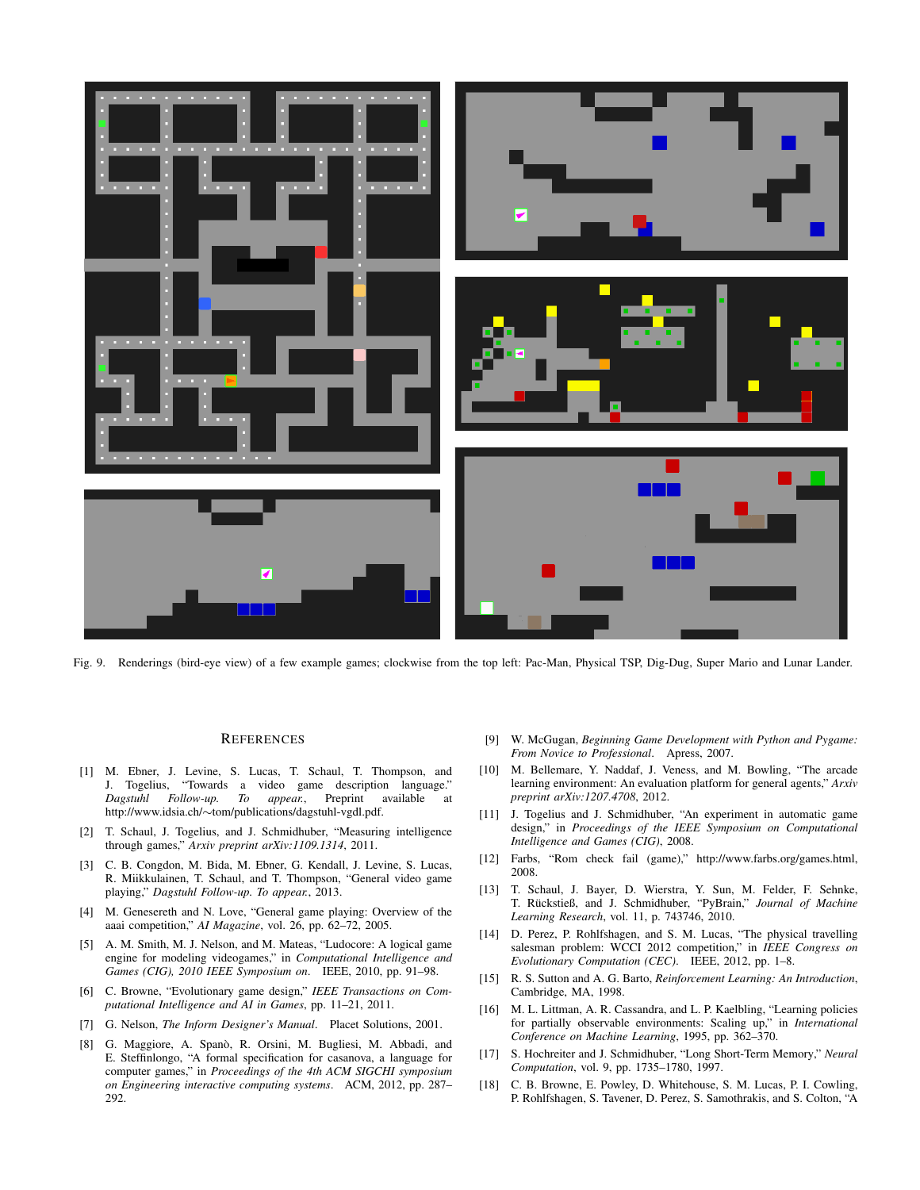Fig. 9. Renderings (bird-eye view) of a few example games; clockwise from the top left: Pac-Man, Physical TSP, Dig-Dug, Super Mario and Lunar Lander.

## References

[1] M. Ebner, J. Levine, S. Lucas, T. Schaul, T. Thompson, and J. Togelius, "Towards a video game description language," *Dagstuhl Follow-up. To appear.*, Preprint available at http://www.idsia.ch/~tom/publications/dagstuhl-vgdl.pdf.

[2] T. Schaul, J. Togelius, and J. Schmidhuber, "Measuring intelligence through games," *Arxiv preprint arXiv:1109.1314*, 2011.

[3] C. B. Congdon, M. Bida, M. Ebner, G. Kendall, J. Levine, S. Lucas, R. Miikkulainen, T. Schaul, and T. Thompson, "General video game playing," *Dagstuhl Follow-up. To appear.*, 2013.

[4] M. Genesereth and N. Love, "General game playing: Overview of the aaai competition," *AI Magazine*, vol. 26, pp. 62–72, 2005.

[5] A. M. Smith, M. J. Nelson, and M. Mateas, "Ludocore: A logical game engine for modeling videogames," in *Computational Intelligence and Games (CIG), 2010 IEEE Symposium on*. IEEE, 2010, pp. 91–98.

[6] C. Browne, "Evolutionary game design," *IEEE Transactions on Computational Intelligence and AI in Games*, pp. 11–21, 2011.

[7] G. Nelson, *The Inform Designer's Manual*. Placet Solutions, 2001.

[8] G. Maggiore, A. Spanò, R. Orsini, M. Bugliesi, M. Abbadi, and E. Steffinlongo, "A formal specification for casanova, a language for computer games," in *Proceedings of the 4th ACM SIGCHI symposium on Engineering interactive computing systems*. ACM, 2012, pp. 287–292.

[9] W. McGugan, *Beginning Game Development with Python and Pygame: From Novice to Professional*. Apress, 2007.

[10] M. Bellemare, Y. Naddaf, J. Veness, and M. Bowling, "The arcade learning environment: An evaluation platform for general agents," *Arxiv preprint arXiv:1207.4708*, 2012.

[11] J. Togelius and J. Schmidhuber, "An experiment in automatic game design," in *Proceedings of the IEEE Symposium on Computational Intelligence and Games (CIG)*, 2008.

[12] Farbs, "Rom check fail (game)," http://www.farbs.org/games.html, 2008.

[13] T. Schaul, J. Bayer, D. Wierstra, Y. Sun, M. Felder, F. Sehnke, T. Rückstieß, and J. Schmidhuber, "PyBrain," *Journal of Machine Learning Research*, vol. 11, p. 743746, 2010.

[14] D. Perez, P. Rohlfshagen, and S. M. Lucas, "The physical travelling salesman problem: WCCI 2012 competition," in *IEEE Congress on Evolutionary Computation (CEC)*. IEEE, 2012, pp. 1–8.

[15] R. S. Sutton and A. G. Barto, *Reinforcement Learning: An Introduction*, Cambridge, MA, 1998.

[16] M. L. Littman, A. R. Cassandra, and L. P. Kaelbling, "Learning policies for partially observable environments: Scaling up," in *International Conference on Machine Learning*, 1995, pp. 362–370.

[17] S. Hochreiter and J. Schmidhuber, "Long Short-Term Memory," *Neural Computation*, vol. 9, pp. 1735–1780, 1997.

[18] C. B. Browne, E. Powley, D. Whitehouse, S. M. Lucas, P. I. Cowling, P. Rohlfshagen, S. Tavener, D. Perez, S. Samothrakis, and S. Colton, "A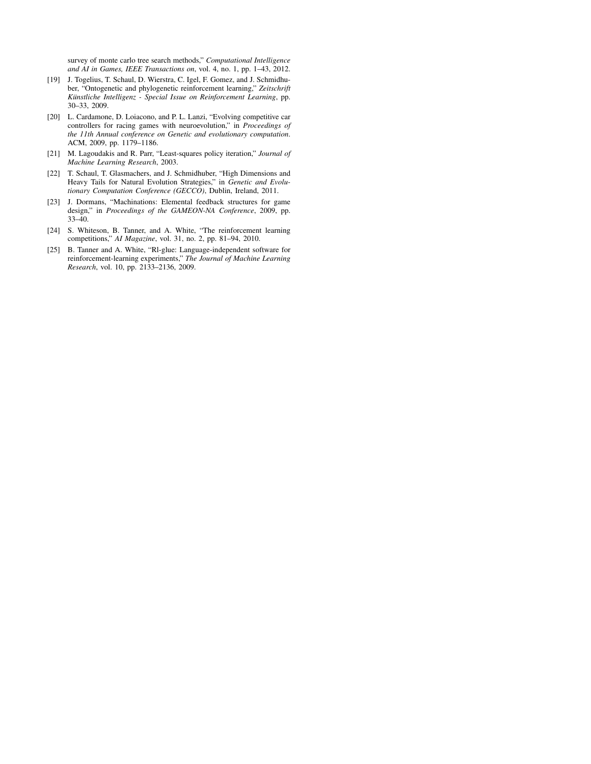survey of monte carlo tree search methods," *Computational Intelligence and AI in Games, IEEE Transactions on*, vol. 4, no. 1, pp. 1–43, 2012.

[19] J. Togelius, T. Schaul, D. Wierstra, C. Igel, F. Gomez, and J. Schmidhuber, "Ontogenetic and phylogenetic reinforcement learning," *Zeitschrift Künstliche Intelligenz - Special Issue on Reinforcement Learning*, pp. 30–33, 2009.

[20] L. Cardamone, D. Loiacono, and P. L. Lanzi, "Evolving competitive car controllers for racing games with neuroevolution," in *Proceedings of the 11th Annual conference on Genetic and evolutionary computation*. ACM, 2009, pp. 1179–1186.

[21] M. Lagoudakis and R. Parr, "Least-squares policy iteration," *Journal of Machine Learning Research*, 2003.

[22] T. Schaul, T. Glasmachers, and J. Schmidhuber, "High Dimensions and Heavy Tails for Natural Evolution Strategies," in *Genetic and Evolutionary Computation Conference (GECCO)*, Dublin, Ireland, 2011.

[23] J. Dormans, "Machinations: Elemental feedback structures for game design," in *Proceedings of the GAMEON-NA Conference*, 2009, pp. 33–40.

[24] S. Whiteson, B. Tanner, and A. White, "The reinforcement learning competitions," *AI Magazine*, vol. 31, no. 2, pp. 81–94, 2010.

[25] B. Tanner and A. White, "Rl-glue: Language-independent software for reinforcement-learning experiments," *The Journal of Machine Learning Research*, vol. 10, pp. 2133–2136, 2009.